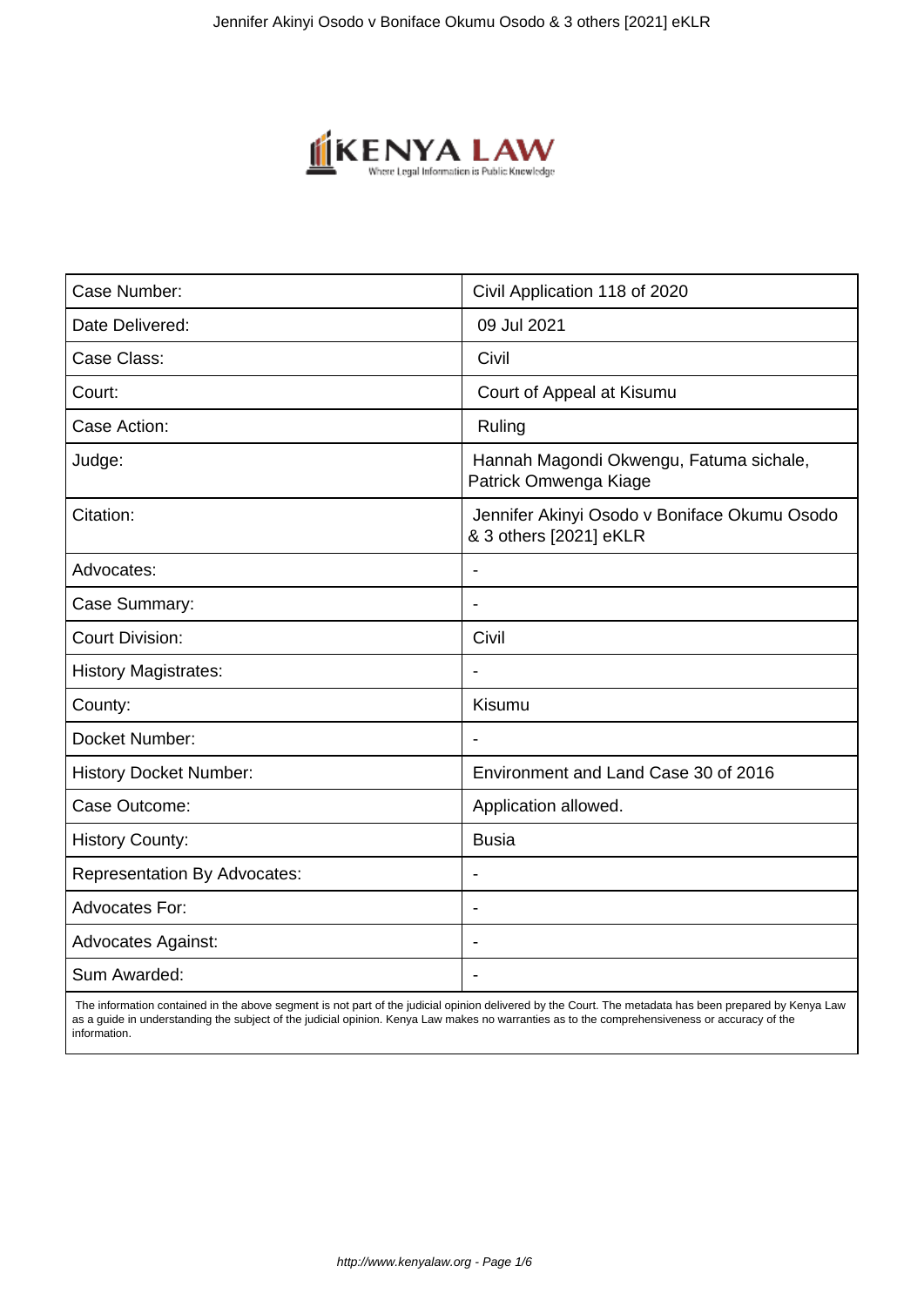| | |
|---|---|
| Case Number: | Civil Application 118 of 2020 |
| Date Delivered: | 09 Jul 2021 |
| Case Class: | Civil |
| Court: | Court of Appeal at Kisumu |
| Case Action: | Ruling |
| Judge: | Hannah Magondi Okwengu, Fatuma sichale, Patrick Omwenga Kiage |
| Citation: | Jennifer Akinyi Osodo v Boniface Okumu Osodo & 3 others [2021] eKLR |
| Advocates: | - |
| Case Summary: | - |
| Court Division: | Civil |
| History Magistrates: | - |
| County: | Kisumu |
| Docket Number: | - |
| History Docket Number: | Environment and Land Case 30 of 2016 |
| Case Outcome: | Application allowed. |
| History County: | Busia |
| Representation By Advocates: | - |
| Advocates For: | - |
| Advocates Against: | - |
| Sum Awarded: | - |

The information contained in the above segment is not part of the judicial opinion delivered by the Court. The metadata has been prepared by Kenya Law as a guide in understanding the subject of the judicial opinion. Kenya Law makes no warranties as to the comprehensiveness or accuracy of the information.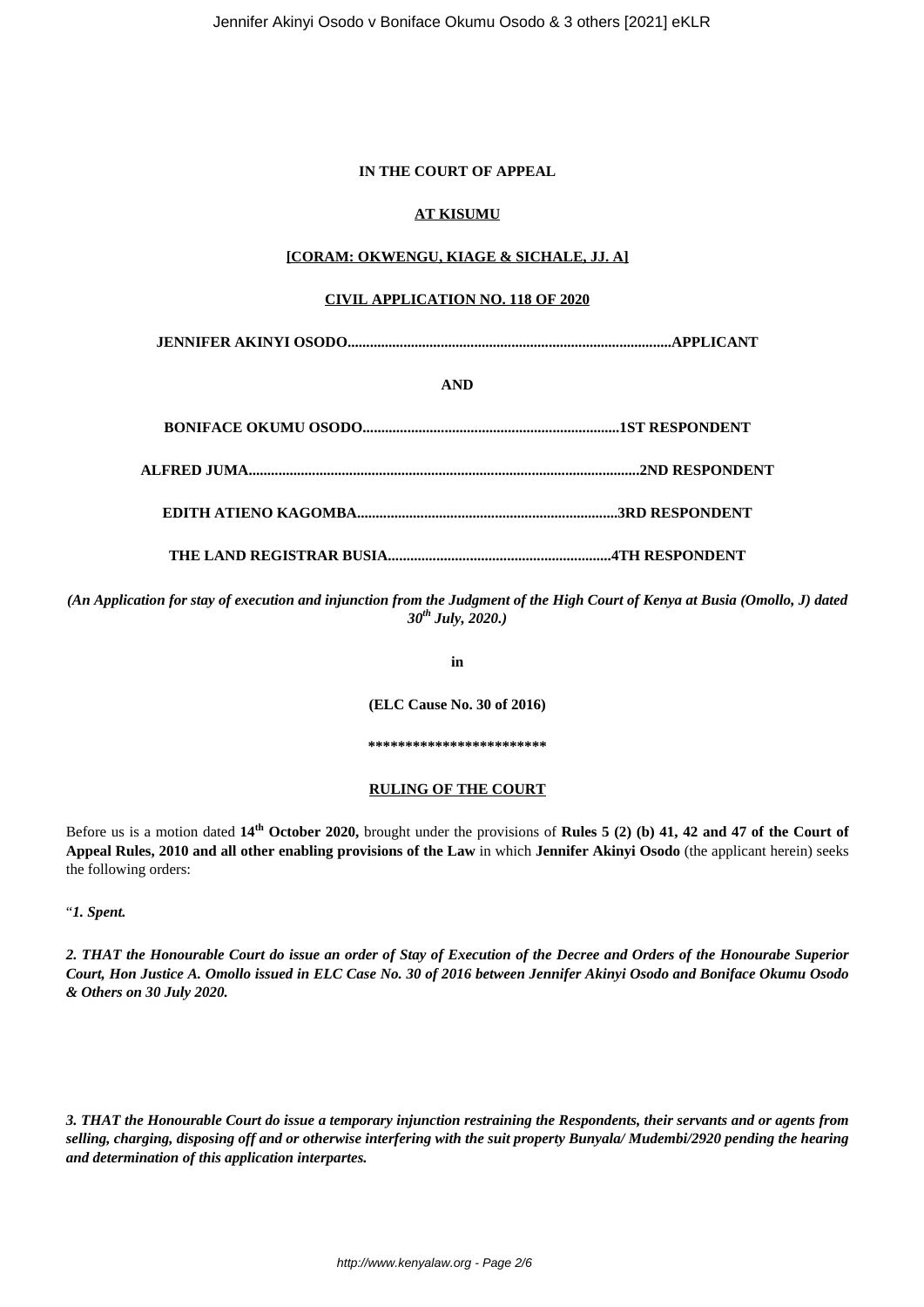**IN THE COURT OF APPEAL**

**AT KISUMU**

**[CORAM: OKWENGU, KIAGE & SICHALE, JJ. A]**

**CIVIL APPLICATION NO. 118 OF 2020**

**JENNIFER AKINYI OSODO.......................................................................................APPLICANT**

**AND**

**BONIFACE OKUMU OSODO....................................................................1ST RESPONDENT**

**ALFRED JUMA.........................................................................................................2ND RESPONDENT**

**EDITH ATIENO KAGOMBA......................................................................3RD RESPONDENT**

**THE LAND REGISTRAR BUSIA............................................................4TH RESPONDENT**

***(An Application for stay of execution and injunction from the Judgment of the High Court of Kenya at Busia (Omollo, J) dated 30th July, 2020.)***

**in**

**(ELC Cause No. 30 of 2016)**

**************************

**RULING OF THE COURT**

Before us is a motion dated **14th October 2020,** brought under the provisions of **Rules 5 (2) (b) 41, 42 and 47 of the Court of Appeal Rules, 2010 and all other enabling provisions of the Law** in which **Jennifer Akinyi Osodo** (the applicant herein) seeks the following orders:

"***1. Spent.***

***2. THAT the Honourable Court do issue an order of Stay of Execution of the Decree and Orders of the Honourabe Superior Court, Hon Justice A. Omollo issued in ELC Case No. 30 of 2016 between Jennifer Akinyi Osodo and Boniface Okumu Osodo & Others on 30 July 2020.***

***3. THAT the Honourable Court do issue a temporary injunction restraining the Respondents, their servants and or agents from selling, charging, disposing off and or otherwise interfering with the suit property Bunyala/ Mudembi/2920 pending the hearing and determination of this application interpartes.***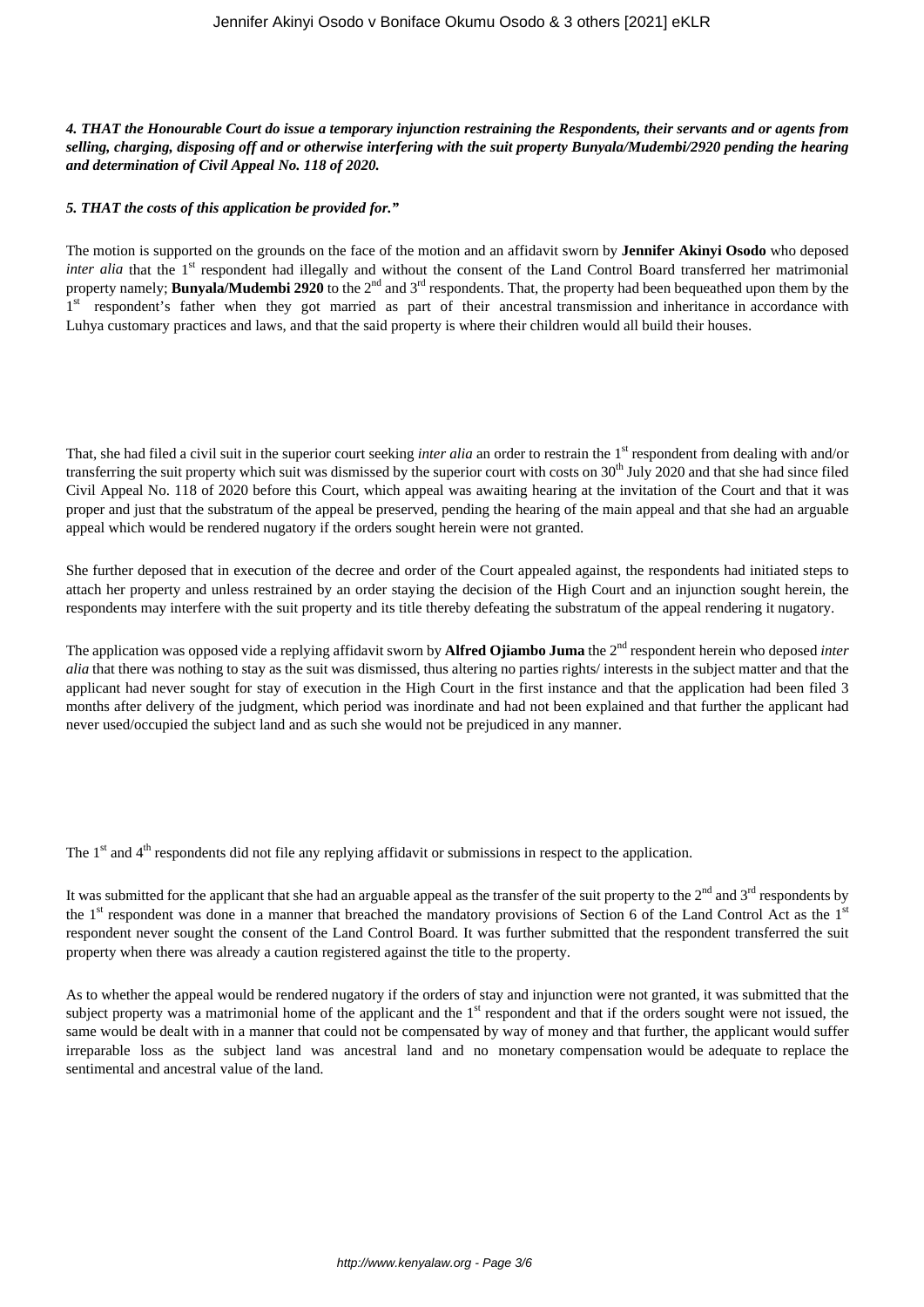***4. THAT the Honourable Court do issue a temporary injunction restraining the Respondents, their servants and or agents from selling, charging, disposing off and or otherwise interfering with the suit property Bunyala/Mudembi/2920 pending the hearing and determination of Civil Appeal No. 118 of 2020.***

***5. THAT the costs of this application be provided for."***

The motion is supported on the grounds on the face of the motion and an affidavit sworn by **Jennifer Akinyi Osodo** who deposed *inter alia* that the 1st respondent had illegally and without the consent of the Land Control Board transferred her matrimonial property namely; **Bunyala/Mudembi 2920** to the 2nd and 3rd respondents. That, the property had been bequeathed upon them by the 1st respondent's father when they got married as part of their ancestral transmission and inheritance in accordance with Luhya customary practices and laws, and that the said property is where their children would all build their houses.

That, she had filed a civil suit in the superior court seeking *inter alia* an order to restrain the 1st respondent from dealing with and/or transferring the suit property which suit was dismissed by the superior court with costs on 30th July 2020 and that she had since filed Civil Appeal No. 118 of 2020 before this Court, which appeal was awaiting hearing at the invitation of the Court and that it was proper and just that the substratum of the appeal be preserved, pending the hearing of the main appeal and that she had an arguable appeal which would be rendered nugatory if the orders sought herein were not granted.

She further deposed that in execution of the decree and order of the Court appealed against, the respondents had initiated steps to attach her property and unless restrained by an order staying the decision of the High Court and an injunction sought herein, the respondents may interfere with the suit property and its title thereby defeating the substratum of the appeal rendering it nugatory.

The application was opposed vide a replying affidavit sworn by **Alfred Ojiambo Juma** the 2nd respondent herein who deposed *inter alia* that there was nothing to stay as the suit was dismissed, thus altering no parties rights/ interests in the subject matter and that the applicant had never sought for stay of execution in the High Court in the first instance and that the application had been filed 3 months after delivery of the judgment, which period was inordinate and had not been explained and that further the applicant had never used/occupied the subject land and as such she would not be prejudiced in any manner.

The 1st and 4th respondents did not file any replying affidavit or submissions in respect to the application.

It was submitted for the applicant that she had an arguable appeal as the transfer of the suit property to the 2nd and 3rd respondents by the 1st respondent was done in a manner that breached the mandatory provisions of Section 6 of the Land Control Act as the 1st respondent never sought the consent of the Land Control Board. It was further submitted that the respondent transferred the suit property when there was already a caution registered against the title to the property.

As to whether the appeal would be rendered nugatory if the orders of stay and injunction were not granted, it was submitted that the subject property was a matrimonial home of the applicant and the 1st respondent and that if the orders sought were not issued, the same would be dealt with in a manner that could not be compensated by way of money and that further, the applicant would suffer irreparable loss as the subject land was ancestral land and no monetary compensation would be adequate to replace the sentimental and ancestral value of the land.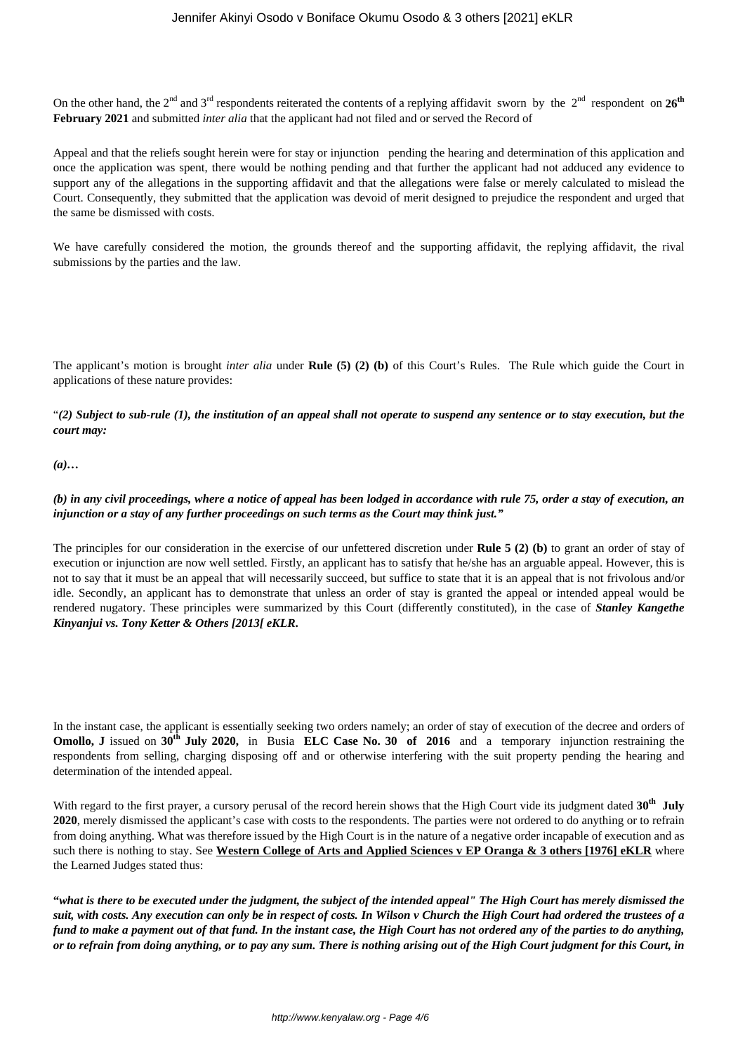On the other hand, the 2nd and 3rd respondents reiterated the contents of a replying affidavit sworn by the 2nd respondent on **26th February 2021** and submitted *inter alia* that the applicant had not filed and or served the Record of

Appeal and that the reliefs sought herein were for stay or injunction pending the hearing and determination of this application and once the application was spent, there would be nothing pending and that further the applicant had not adduced any evidence to support any of the allegations in the supporting affidavit and that the allegations were false or merely calculated to mislead the Court. Consequently, they submitted that the application was devoid of merit designed to prejudice the respondent and urged that the same be dismissed with costs.

We have carefully considered the motion, the grounds thereof and the supporting affidavit, the replying affidavit, the rival submissions by the parties and the law.

The applicant's motion is brought *inter alia* under **Rule (5) (2) (b)** of this Court's Rules. The Rule which guide the Court in applications of these nature provides:

"***(2) Subject to sub-rule (1), the institution of an appeal shall not operate to suspend any sentence or to stay execution, but the court may:***

***(a)…***

***(b) in any civil proceedings, where a notice of appeal has been lodged in accordance with rule 75, order a stay of execution, an injunction or a stay of any further proceedings on such terms as the Court may think just."***

The principles for our consideration in the exercise of our unfettered discretion under **Rule 5 (2) (b)** to grant an order of stay of execution or injunction are now well settled. Firstly, an applicant has to satisfy that he/she has an arguable appeal. However, this is not to say that it must be an appeal that will necessarily succeed, but suffice to state that it is an appeal that is not frivolous and/or idle. Secondly, an applicant has to demonstrate that unless an order of stay is granted the appeal or intended appeal would be rendered nugatory. These principles were summarized by this Court (differently constituted), in the case of ***Stanley Kangethe Kinyanjui vs. Tony Ketter & Others [2013[ eKLR.***

In the instant case, the applicant is essentially seeking two orders namely; an order of stay of execution of the decree and orders of **Omollo, J** issued on **30th July 2020,** in Busia **ELC Case No. 30 of 2016** and a temporary injunction restraining the respondents from selling, charging disposing off and or otherwise interfering with the suit property pending the hearing and determination of the intended appeal.

With regard to the first prayer, a cursory perusal of the record herein shows that the High Court vide its judgment dated **30th July 2020**, merely dismissed the applicant's case with costs to the respondents. The parties were not ordered to do anything or to refrain from doing anything. What was therefore issued by the High Court is in the nature of a negative order incapable of execution and as such there is nothing to stay. See **Western College of Arts and Applied Sciences v EP Oranga & 3 others [1976] eKLR** where the Learned Judges stated thus:

***"what is there to be executed under the judgment, the subject of the intended appeal" The High Court has merely dismissed the suit, with costs. Any execution can only be in respect of costs. In Wilson v Church the High Court had ordered the trustees of a fund to make a payment out of that fund. In the instant case, the High Court has not ordered any of the parties to do anything, or to refrain from doing anything, or to pay any sum. There is nothing arising out of the High Court judgment for this Court, in***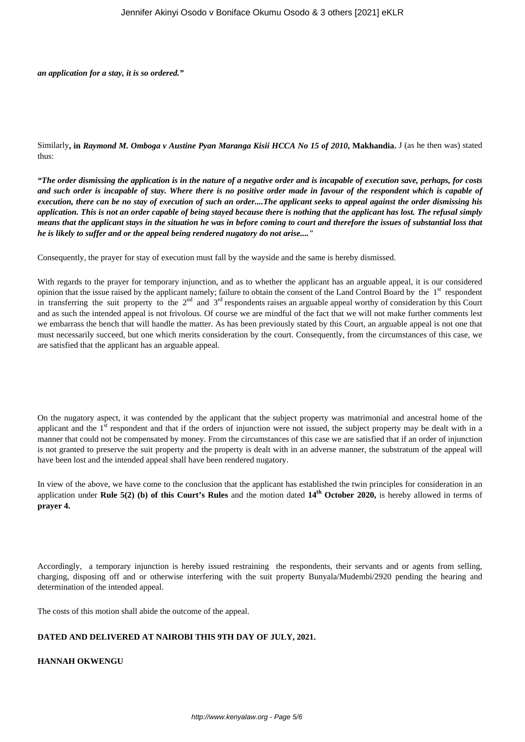***an application for a stay, it is so ordered."***

Similarly**, in *Raymond M. Omboga v Austine Pyan Maranga Kisii HCCA No 15 of 2010*, Makhandia**, J (as he then was) stated thus:

***"The order dismissing the application is in the nature of a negative order and is incapable of execution save, perhaps, for costs and such order is incapable of stay. Where there is no positive order made in favour of the respondent which is capable of execution, there can be no stay of execution of such an order....The applicant seeks to appeal against the order dismissing his application. This is not an order capable of being stayed because there is nothing that the applicant has lost. The refusal simply means that the applicant stays in the situation he was in before coming to court and therefore the issues of substantial loss that he is likely to suffer and or the appeal being rendered nugatory do not arise...."***

Consequently, the prayer for stay of execution must fall by the wayside and the same is hereby dismissed.

With regards to the prayer for temporary injunction, and as to whether the applicant has an arguable appeal, it is our considered opinion that the issue raised by the applicant namely; failure to obtain the consent of the Land Control Board by the 1st respondent in transferring the suit property to the 2nd and 3rd respondents raises an arguable appeal worthy of consideration by this Court and as such the intended appeal is not frivolous. Of course we are mindful of the fact that we will not make further comments lest we embarrass the bench that will handle the matter. As has been previously stated by this Court, an arguable appeal is not one that must necessarily succeed, but one which merits consideration by the court. Consequently, from the circumstances of this case, we are satisfied that the applicant has an arguable appeal.

On the nugatory aspect, it was contended by the applicant that the subject property was matrimonial and ancestral home of the applicant and the 1st respondent and that if the orders of injunction were not issued, the subject property may be dealt with in a manner that could not be compensated by money. From the circumstances of this case we are satisfied that if an order of injunction is not granted to preserve the suit property and the property is dealt with in an adverse manner, the substratum of the appeal will have been lost and the intended appeal shall have been rendered nugatory.

In view of the above, we have come to the conclusion that the applicant has established the twin principles for consideration in an application under **Rule 5(2) (b) of this Court's Rules** and the motion dated **14th October 2020,** is hereby allowed in terms of **prayer 4.**

Accordingly, a temporary injunction is hereby issued restraining the respondents, their servants and or agents from selling, charging, disposing off and or otherwise interfering with the suit property Bunyala/Mudembi/2920 pending the hearing and determination of the intended appeal.

The costs of this motion shall abide the outcome of the appeal.

**DATED AND DELIVERED AT NAIROBI THIS 9TH DAY OF JULY, 2021.**

**HANNAH OKWENGU**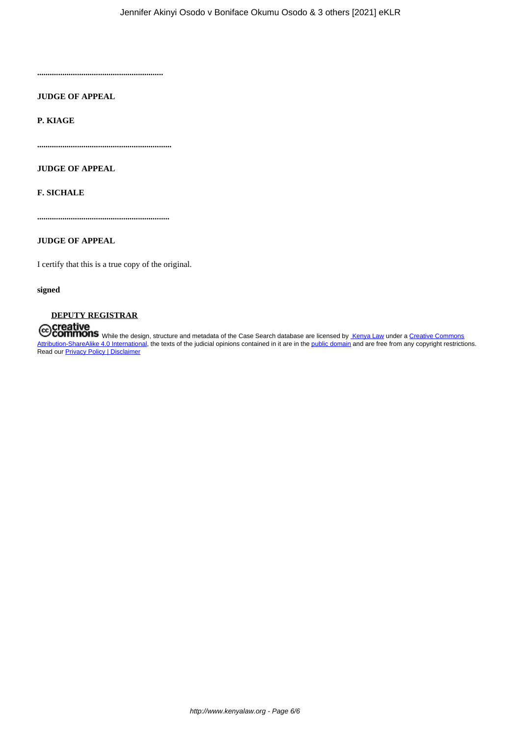.............................................................

**JUDGE OF APPEAL**

**P. KIAGE**

..................................................................

**JUDGE OF APPEAL**

**F. SICHALE**

.................................................................

**JUDGE OF APPEAL**

I certify that this is a true copy of the original.

**signed**

**DEPUTY REGISTRAR**

While the design, structure and metadata of the Case Search database are licensed by Kenya Law under a Creative Commons Attribution-ShareAlike 4.0 International, the texts of the judicial opinions contained in it are in the public domain and are free from any copyright restrictions. Read our Privacy Policy | Disclaimer